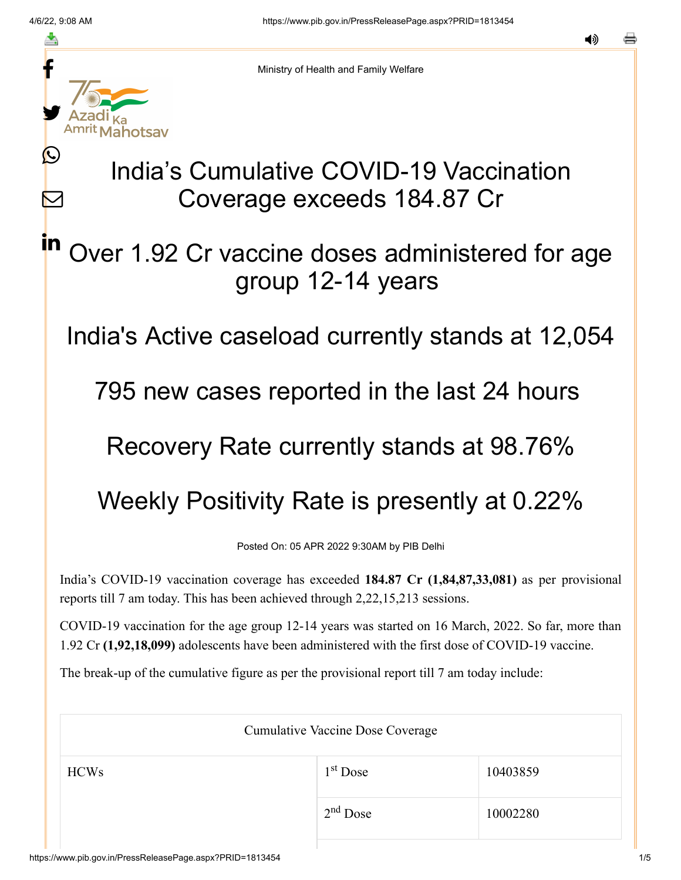Ministry of Health and Family Welfare

# India's Cumulative COVID-19 Vaccination Coverage exceeds 184.87 Cr

## Over 1.92 Cr vaccine doses administered for age group 12-14 years

## India's Active caseload currently stands at 12,054

## 795 new cases reported in the last 24 hours

## Recovery Rate currently stands at 98.76%

## Weekly Positivity Rate is presently at 0.22%

Posted On: 05 APR 2022 9:30AM by PIB Delhi

India's COVID-19 vaccination coverage has exceeded **184.87 Cr (1,84,87,33,081)** as per provisional reports till 7 am today. This has been achieved through 2,22,15,213 sessions.

COVID-19 vaccination for the age group 12-14 years was started on 16 March, 2022. So far, more than 1.92 Cr **(1,92,18,099)** adolescents have been administered with the first dose of COVID-19 vaccine.

The break-up of the cumulative figure as per the provisional report till 7 am today include:

| Cumulative Vaccine Dose Coverage | | |
|---|---|---|
| HCWs | 1st Dose | 10403859 |
| | 2nd Dose | 10002280 |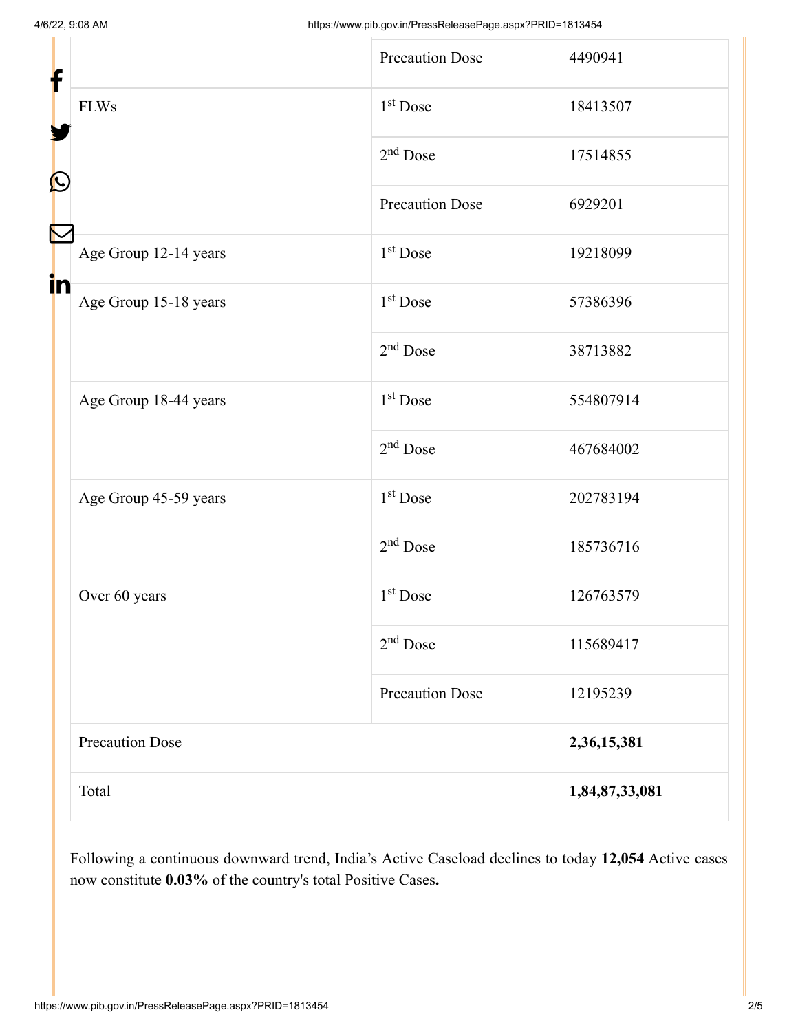| | | |
|---|---|---|
| | Precaution Dose | 4490941 |
| FLWs | 1st Dose | 18413507 |
| | 2nd Dose | 17514855 |
| | Precaution Dose | 6929201 |
| Age Group 12-14 years | 1st Dose | 19218099 |
| Age Group 15-18 years | 1st Dose | 57386396 |
| | 2nd Dose | 38713882 |
| Age Group 18-44 years | 1st Dose | 554807914 |
| | 2nd Dose | 467684002 |
| Age Group 45-59 years | 1st Dose | 202783194 |
| | 2nd Dose | 185736716 |
| Over 60 years | 1st Dose | 126763579 |
| | 2nd Dose | 115689417 |
| | Precaution Dose | 12195239 |
| Precaution Dose | | **2,36,15,381** |
| Total | | **1,84,87,33,081** |

Following a continuous downward trend, India's Active Caseload declines to today **12,054** Active cases now constitute **0.03%** of the country's total Positive Cases**.**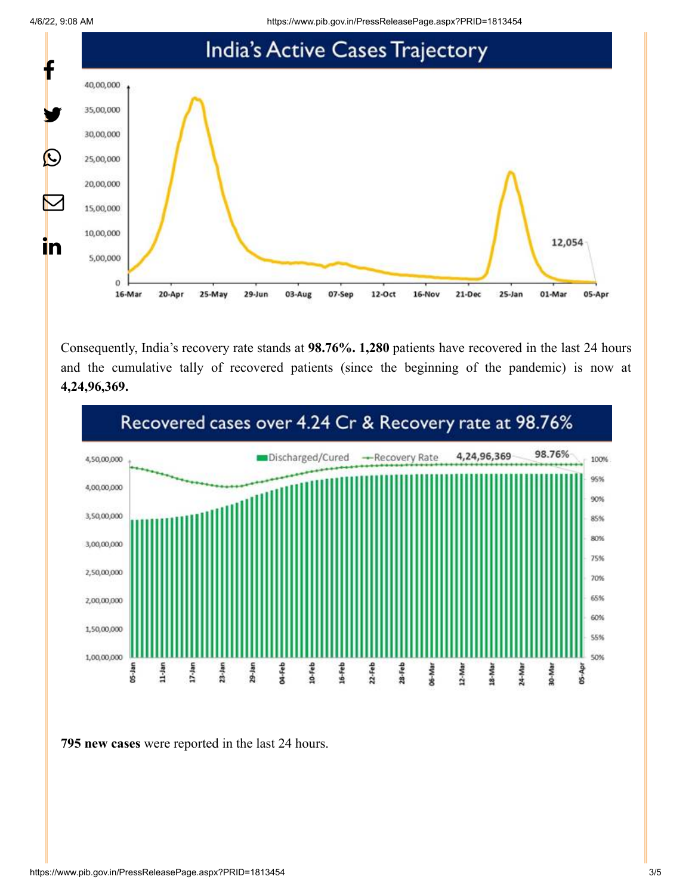## India's Active Cases Trajectory

Consequently, India's recovery rate stands at **98.76%. 1,280** patients have recovered in the last 24 hours and the cumulative tally of recovered patients (since the beginning of the pandemic) is now at **4,24,96,369.**

## Recovered cases over 4.24 Cr & Recovery rate at 98.76%

**795 new cases** were reported in the last 24 hours.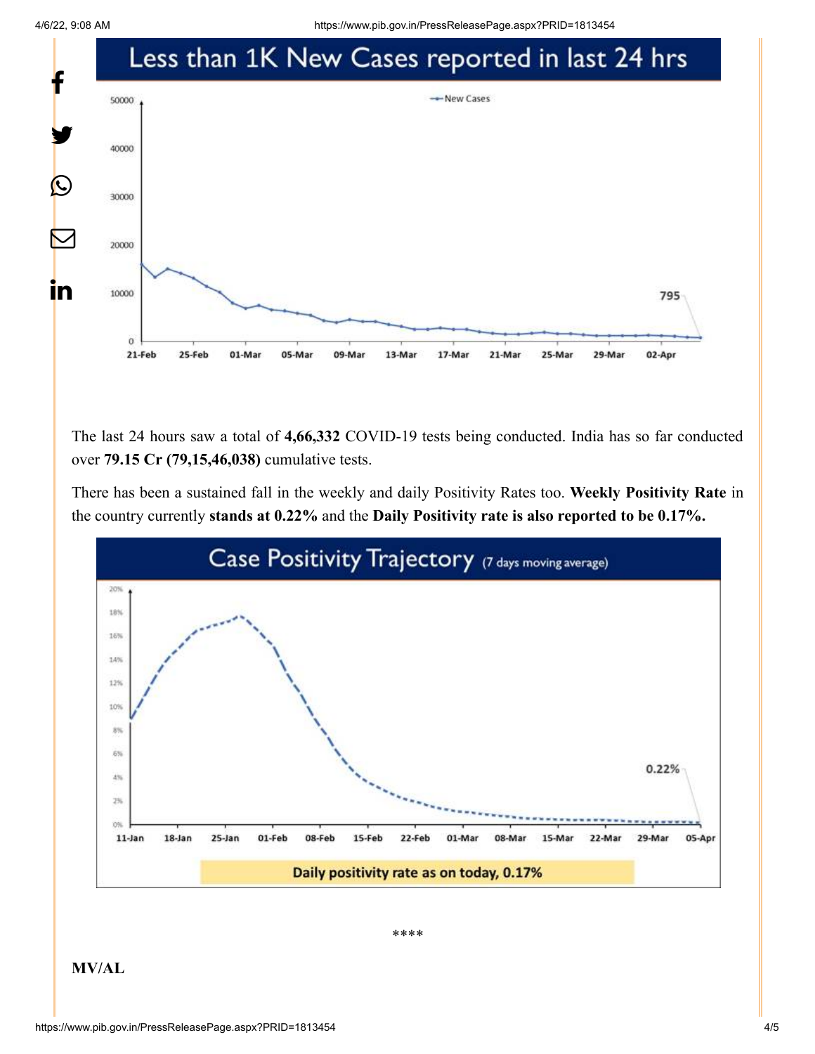Less than 1K New Cases reported in last 24 hrs

The last 24 hours saw a total of **4,66,332** COVID-19 tests being conducted. India has so far conducted over **79.15 Cr (79,15,46,038)** cumulative tests.

There has been a sustained fall in the weekly and daily Positivity Rates too. **Weekly Positivity Rate** in the country currently **stands at 0.22%** and the **Daily Positivity rate is also reported to be 0.17%.**

Case Positivity Trajectory (7 days moving average)

Daily positivity rate as on today, 0.17%

****

**MV/AL**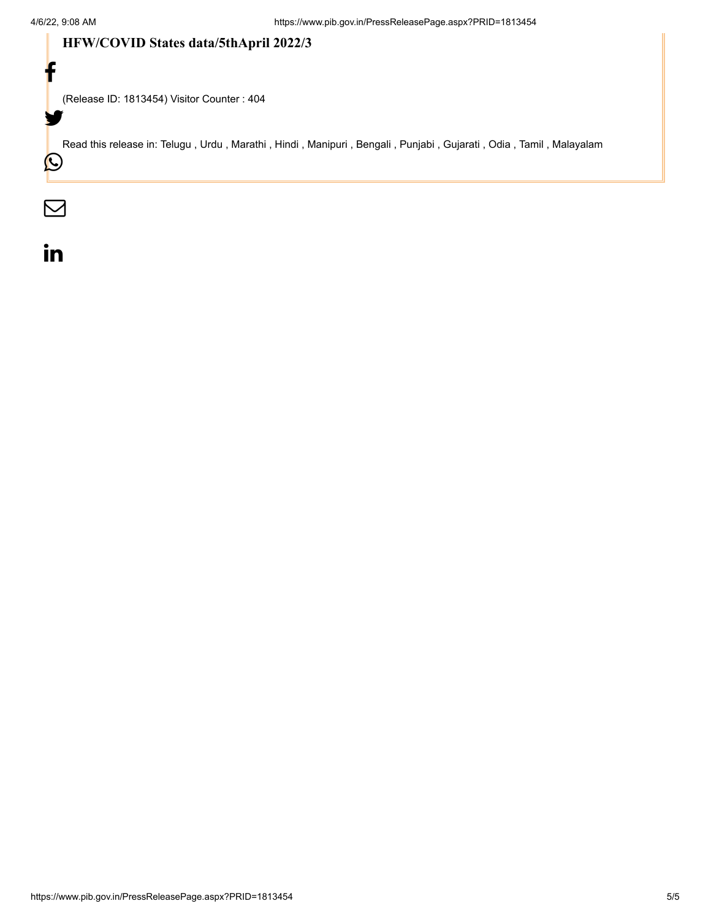**HFW/COVID States data/5thApril 2022/3**

(Release ID: 1813454) Visitor Counter : 404

Read this release in: Telugu , Urdu , Marathi , Hindi , Manipuri , Bengali , Punjabi , Gujarati , Odia , Tamil , Malayalam